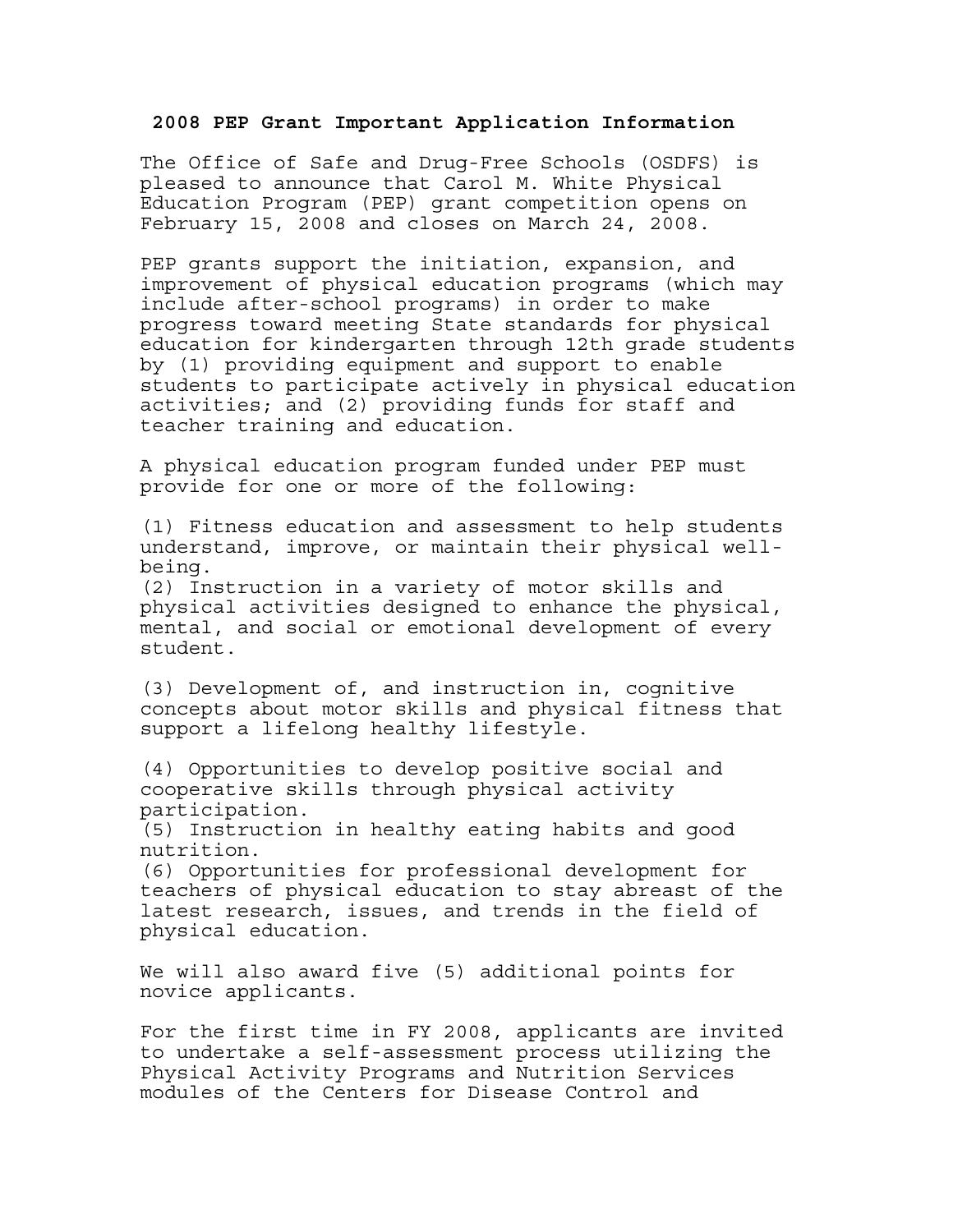## 2008 PEP Grant Important Application Information

The Office of Safe and Drug-Free Schools (OSDFS) is pleased to announce that Carol M. White Physical Education Program (PEP) grant competition opens on February 15, 2008 and closes on March 24, 2008.

PEP grants support the initiation, expansion, and improvement of physical education programs (which may include after-school programs) in order to make progress toward meeting State standards for physical education for kindergarten through 12th grade students by (1) providing equipment and support to enable students to participate actively in physical education activities; and (2) providing funds for staff and teacher training and education.

A physical education program funded under PEP must provide for one or more of the following:

(1) Fitness education and assessment to help students understand, improve, or maintain their physical well-being.
(2) Instruction in a variety of motor skills and physical activities designed to enhance the physical, mental, and social or emotional development of every student.

(3) Development of, and instruction in, cognitive concepts about motor skills and physical fitness that support a lifelong healthy lifestyle.

(4) Opportunities to develop positive social and cooperative skills through physical activity participation.
(5) Instruction in healthy eating habits and good nutrition.
(6) Opportunities for professional development for teachers of physical education to stay abreast of the latest research, issues, and trends in the field of physical education.

We will also award five (5) additional points for novice applicants.

For the first time in FY 2008, applicants are invited to undertake a self-assessment process utilizing the Physical Activity Programs and Nutrition Services modules of the Centers for Disease Control and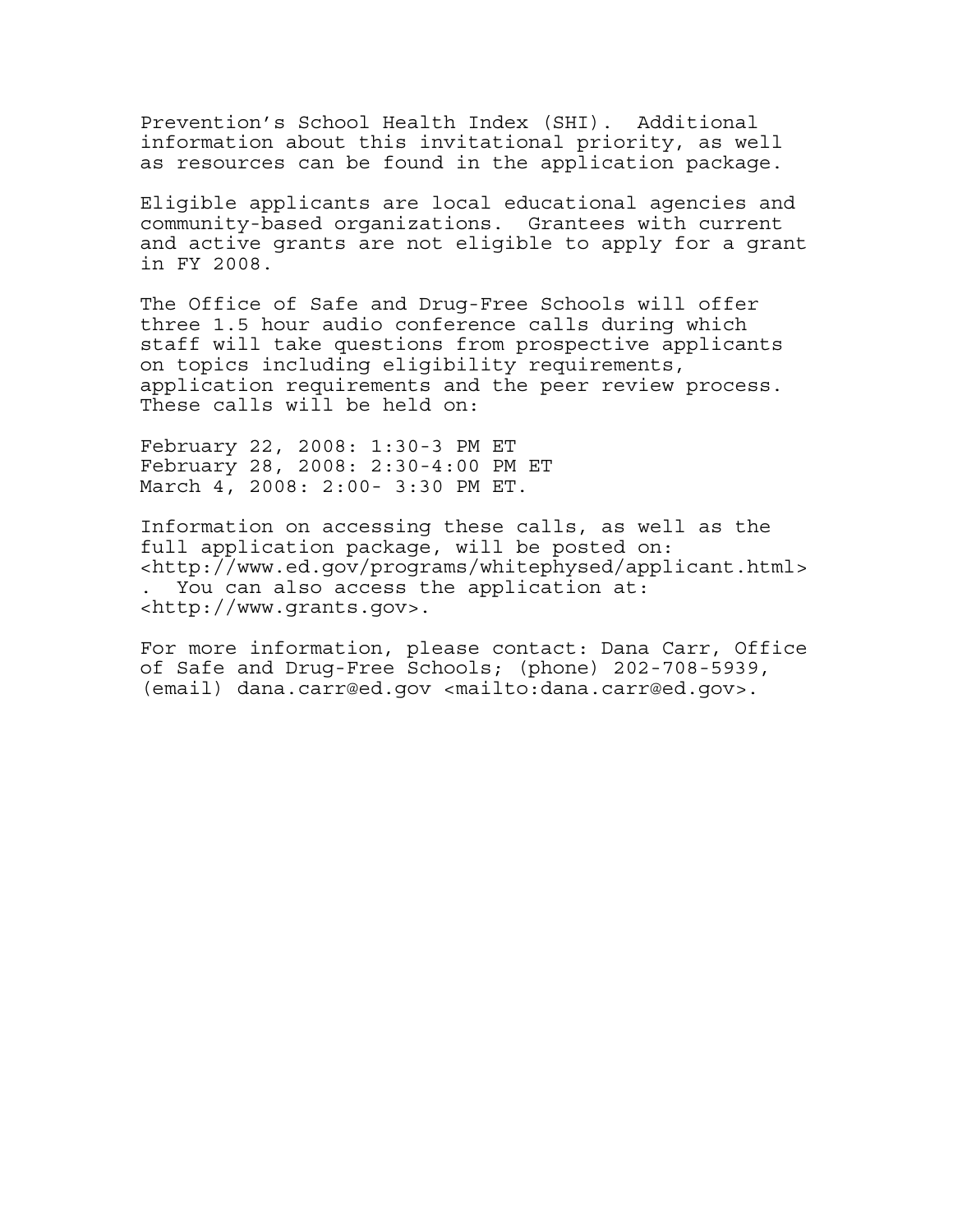Prevention's School Health Index (SHI). Additional information about this invitational priority, as well as resources can be found in the application package.

Eligible applicants are local educational agencies and community-based organizations. Grantees with current and active grants are not eligible to apply for a grant in FY 2008.

The Office of Safe and Drug-Free Schools will offer three 1.5 hour audio conference calls during which staff will take questions from prospective applicants on topics including eligibility requirements, application requirements and the peer review process. These calls will be held on:

February 22, 2008: 1:30-3 PM ET
February 28, 2008: 2:30-4:00 PM ET
March 4, 2008: 2:00- 3:30 PM ET.

Information on accessing these calls, as well as the full application package, will be posted on: <http://www.ed.gov/programs/whitephysed/applicant.html>. You can also access the application at: <http://www.grants.gov>.

For more information, please contact: Dana Carr, Office of Safe and Drug-Free Schools; (phone) 202-708-5939, (email) dana.carr@ed.gov <mailto:dana.carr@ed.gov>.